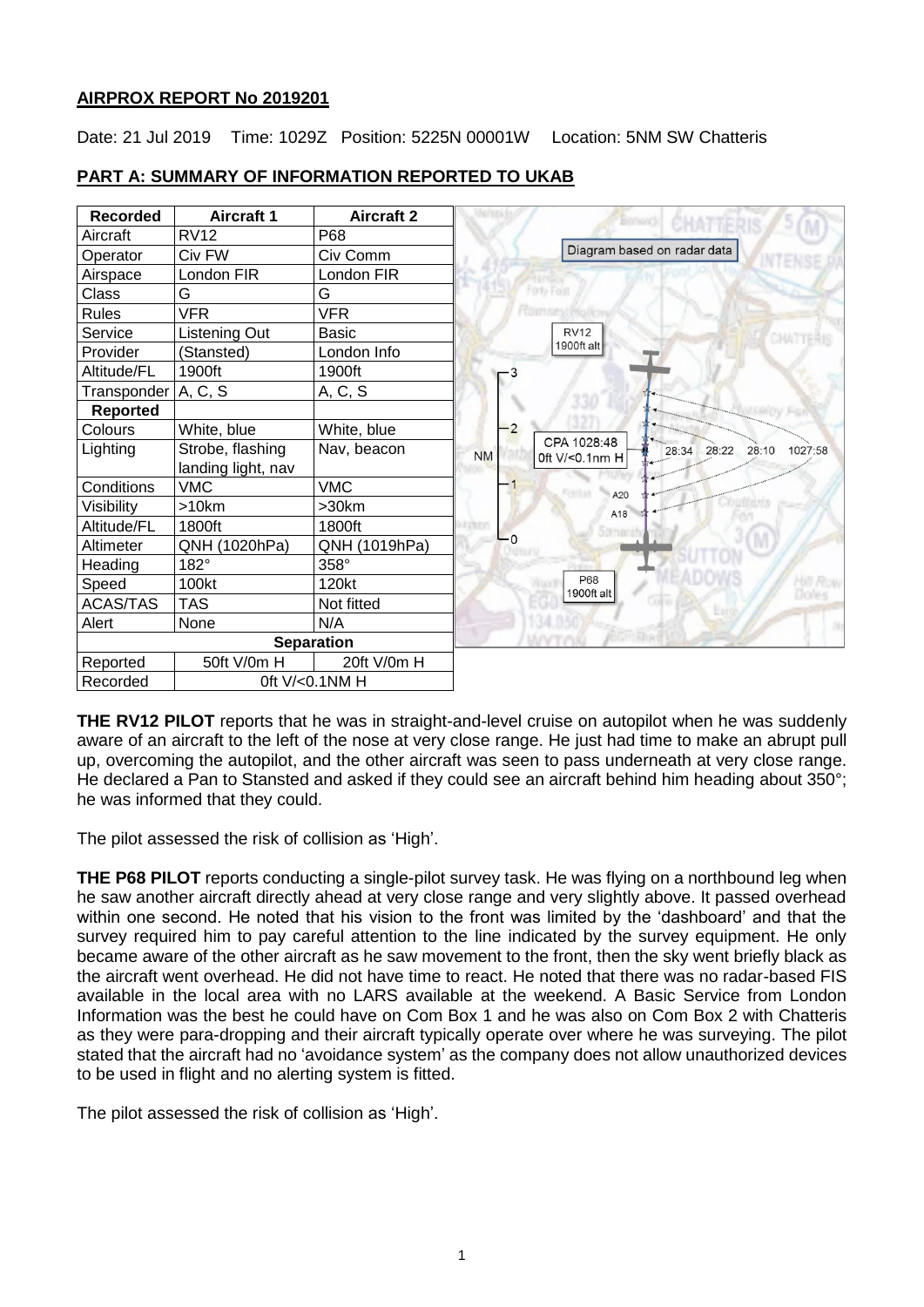**AIRPROX REPORT No 2019201**

Date: 21 Jul 2019 Time: 1029Z Position: 5225N 00001W Location: 5NM SW Chatteris

**PART A: SUMMARY OF INFORMATION REPORTED TO UKAB**

| Recorded | Aircraft 1 | Aircraft 2 |
| --- | --- | --- |
| Aircraft | RV12 | P68 |
| Operator | Civ FW | Civ Comm |
| Airspace | London FIR | London FIR |
| Class | G | G |
| Rules | VFR | VFR |
| Service | Listening Out | Basic |
| Provider | (Stansted) | London Info |
| Altitude/FL | 1900ft | 1900ft |
| Transponder | A, C, S | A, C, S |
| **Reported** | | |
| Colours | White, blue | White, blue |
| Lighting | Strobe, flashing landing light, nav | Nav, beacon |
| Conditions | VMC | VMC |
| Visibility | >10km | >30km |
| Altitude/FL | 1800ft | 1800ft |
| Altimeter | QNH (1020hPa) | QNH (1019hPa) |
| Heading | 182° | 358° |
| Speed | 100kt | 120kt |
| ACAS/TAS | TAS | Not fitted |
| Alert | None | N/A |
| **Separation** | | |
| Reported | 50ft V/0m H | 20ft V/0m H |
| Recorded | 0ft V/<0.1NM H | |

Diagram based on radar data

**THE RV12 PILOT** reports that he was in straight-and-level cruise on autopilot when he was suddenly aware of an aircraft to the left of the nose at very close range. He just had time to make an abrupt pull up, overcoming the autopilot, and the other aircraft was seen to pass underneath at very close range. He declared a Pan to Stansted and asked if they could see an aircraft behind him heading about 350°; he was informed that they could.

The pilot assessed the risk of collision as 'High'.

**THE P68 PILOT** reports conducting a single-pilot survey task. He was flying on a northbound leg when he saw another aircraft directly ahead at very close range and very slightly above. It passed overhead within one second. He noted that his vision to the front was limited by the 'dashboard' and that the survey required him to pay careful attention to the line indicated by the survey equipment. He only became aware of the other aircraft as he saw movement to the front, then the sky went briefly black as the aircraft went overhead. He did not have time to react. He noted that there was no radar-based FIS available in the local area with no LARS available at the weekend. A Basic Service from London Information was the best he could have on Com Box 1 and he was also on Com Box 2 with Chatteris as they were para-dropping and their aircraft typically operate over where he was surveying. The pilot stated that the aircraft had no 'avoidance system' as the company does not allow unauthorized devices to be used in flight and no alerting system is fitted.

The pilot assessed the risk of collision as 'High'.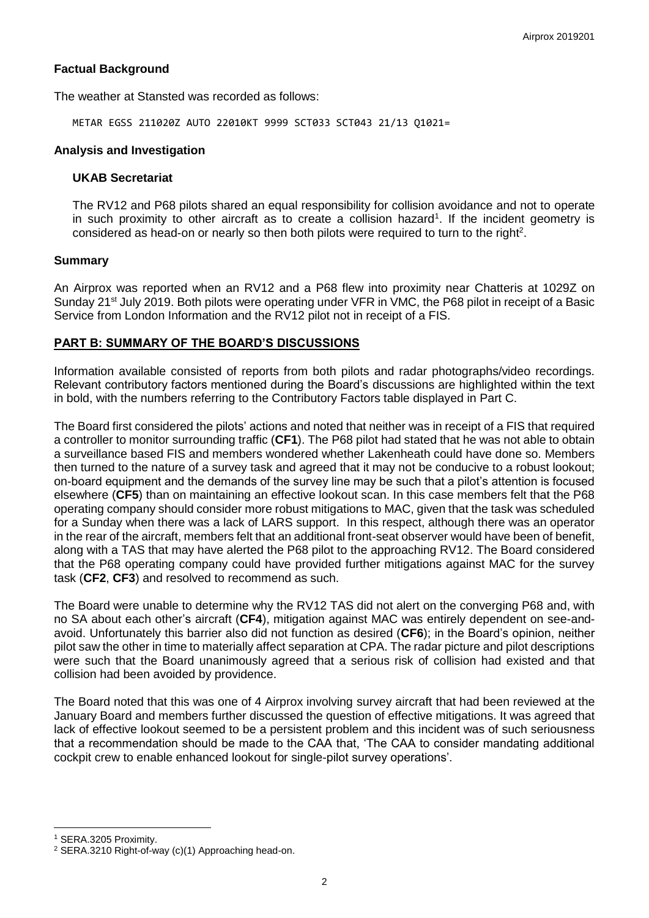### Factual Background

The weather at Stansted was recorded as follows:

```
METAR EGSS 211020Z AUTO 22010KT 9999 SCT033 SCT043 21/13 Q1021=
```

### Analysis and Investigation

#### UKAB Secretariat

The RV12 and P68 pilots shared an equal responsibility for collision avoidance and not to operate in such proximity to other aircraft as to create a collision hazard[1]. If the incident geometry is considered as head-on or nearly so then both pilots were required to turn to the right[2].

### Summary

An Airprox was reported when an RV12 and a P68 flew into proximity near Chatteris at 1029Z on Sunday 21st July 2019. Both pilots were operating under VFR in VMC, the P68 pilot in receipt of a Basic Service from London Information and the RV12 pilot not in receipt of a FIS.

## PART B: SUMMARY OF THE BOARD'S DISCUSSIONS

Information available consisted of reports from both pilots and radar photographs/video recordings. Relevant contributory factors mentioned during the Board's discussions are highlighted within the text in bold, with the numbers referring to the Contributory Factors table displayed in Part C.

The Board first considered the pilots' actions and noted that neither was in receipt of a FIS that required a controller to monitor surrounding traffic (**CF1**). The P68 pilot had stated that he was not able to obtain a surveillance based FIS and members wondered whether Lakenheath could have done so. Members then turned to the nature of a survey task and agreed that it may not be conducive to a robust lookout; on-board equipment and the demands of the survey line may be such that a pilot's attention is focused elsewhere (**CF5**) than on maintaining an effective lookout scan. In this case members felt that the P68 operating company should consider more robust mitigations to MAC, given that the task was scheduled for a Sunday when there was a lack of LARS support. In this respect, although there was an operator in the rear of the aircraft, members felt that an additional front-seat observer would have been of benefit, along with a TAS that may have alerted the P68 pilot to the approaching RV12. The Board considered that the P68 operating company could have provided further mitigations against MAC for the survey task (**CF2**, **CF3**) and resolved to recommend as such.

The Board were unable to determine why the RV12 TAS did not alert on the converging P68 and, with no SA about each other's aircraft (**CF4**), mitigation against MAC was entirely dependent on see-and-avoid. Unfortunately this barrier also did not function as desired (**CF6**); in the Board's opinion, neither pilot saw the other in time to materially affect separation at CPA. The radar picture and pilot descriptions were such that the Board unanimously agreed that a serious risk of collision had existed and that collision had been avoided by providence.

The Board noted that this was one of 4 Airprox involving survey aircraft that had been reviewed at the January Board and members further discussed the question of effective mitigations. It was agreed that lack of effective lookout seemed to be a persistent problem and this incident was of such seriousness that a recommendation should be made to the CAA that, 'The CAA to consider mandating additional cockpit crew to enable enhanced lookout for single-pilot survey operations'.

---

[1] SERA.3205 Proximity.

[2] SERA.3210 Right-of-way (c)(1) Approaching head-on.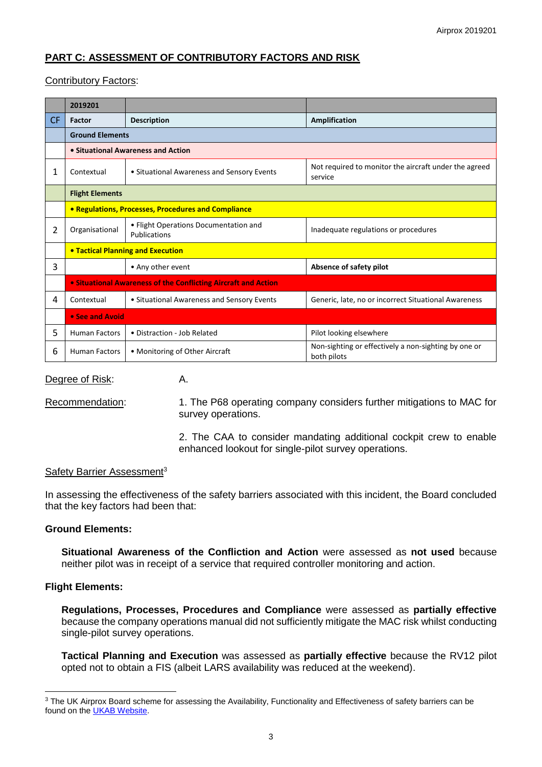## PART C: ASSESSMENT OF CONTRIBUTORY FACTORS AND RISK

Contributory Factors:

| | 2019201 | | |
|---|---|---|---|
| CF | Factor | Description | Amplification |
| | **Ground Elements** | | |
| | **• Situational Awareness and Action** | | |
| 1 | Contextual | • Situational Awareness and Sensory Events | Not required to monitor the aircraft under the agreed service |
| | **Flight Elements** | | |
| | **• Regulations, Processes, Procedures and Compliance** | | |
| 2 | Organisational | • Flight Operations Documentation and Publications | Inadequate regulations or procedures |
| | **• Tactical Planning and Execution** | | |
| 3 | | • Any other event | **Absence of safety pilot** |
| | **• Situational Awareness of the Conflicting Aircraft and Action** | | |
| 4 | Contextual | • Situational Awareness and Sensory Events | Generic, late, no or incorrect Situational Awareness |
| | **• See and Avoid** | | |
| 5 | Human Factors | • Distraction - Job Related | Pilot looking elsewhere |
| 6 | Human Factors | • Monitoring of Other Aircraft | Non-sighting or effectively a non-sighting by one or both pilots |

Degree of Risk: A.

Recommendation:

1. The P68 operating company considers further mitigations to MAC for survey operations.

2. The CAA to consider mandating additional cockpit crew to enable enhanced lookout for single-pilot survey operations.

Safety Barrier Assessment[3]

In assessing the effectiveness of the safety barriers associated with this incident, the Board concluded that the key factors had been that:

**Ground Elements:**

**Situational Awareness of the Confliction and Action** were assessed as **not used** because neither pilot was in receipt of a service that required controller monitoring and action.

**Flight Elements:**

**Regulations, Processes, Procedures and Compliance** were assessed as **partially effective** because the company operations manual did not sufficiently mitigate the MAC risk whilst conducting single-pilot survey operations.

**Tactical Planning and Execution** was assessed as **partially effective** because the RV12 pilot opted not to obtain a FIS (albeit LARS availability was reduced at the weekend).

[3] The UK Airprox Board scheme for assessing the Availability, Functionality and Effectiveness of safety barriers can be found on the UKAB Website.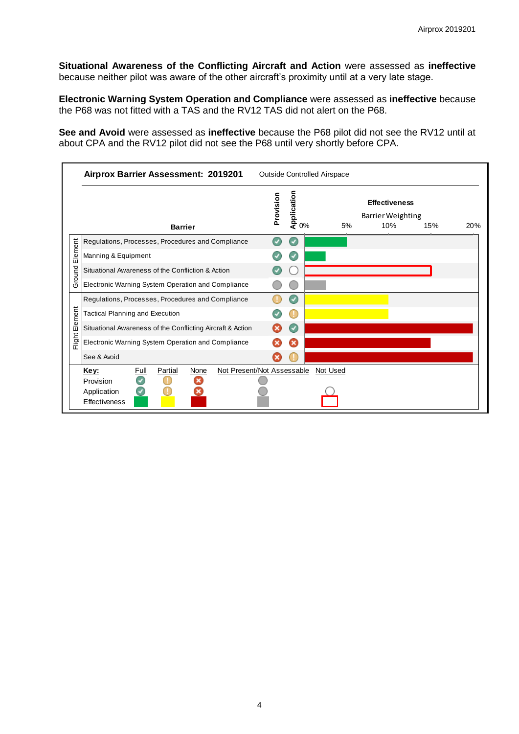**Situational Awareness of the Conflicting Aircraft and Action** were assessed as **ineffective** because neither pilot was aware of the other aircraft's proximity until at a very late stage.

**Electronic Warning System Operation and Compliance** were assessed as **ineffective** because the P68 was not fitted with a TAS and the RV12 TAS did not alert on the P68.

**See and Avoid** were assessed as **ineffective** because the P68 pilot did not see the RV12 until at about CPA and the RV12 pilot did not see the P68 until very shortly before CPA.

**Airprox Barrier Assessment: 2019201** Outside Controlled Airspace

| | Barrier | Provision | Application |
|---|---|---|---|
| Ground Element | Regulations, Processes, Procedures and Compliance | Full | Full |
| | Manning & Equipment | Full | Full |
| | Situational Awareness of the Confliction & Action | Full | Not Used |
| | Electronic Warning System Operation and Compliance | Not Present/Not Assessable | Not Present/Not Assessable |
| Flight Element | Regulations, Processes, Procedures and Compliance | Partial | Full |
| | Tactical Planning and Execution | Full | Partial |
| | Situational Awareness of the Conflicting Aircraft & Action | None | Full |
| | Electronic Warning System Operation and Compliance | None | None |
| | See & Avoid | None | Partial |

Effectiveness

Barrier Weighting

0% 5% 10% 15% 20%

Key: Full, Partial, None, Not Present/Not Assessable, Not Used

Provision

Application

Effectiveness